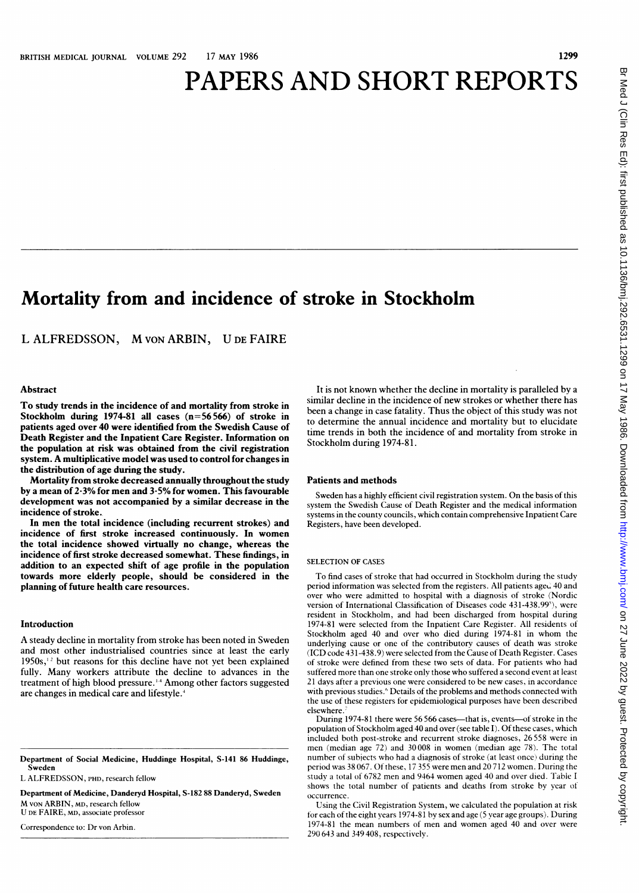# PAPERS AND SHORT REPORTS

## Mortality from and incidence of stroke in Stockholm

L ALFREDSSON, M VON ARBIN, U DE FAIRE

### Abstract

**To study trends in the incidence of and mortality from stroke in Stockholm during 1974-81 all cases (n=56 566) of stroke in patients aged over 40 were identified from the Swedish Cause of Death Register and the Inpatient Care Register. Information on the population at risk was obtained from the civil registration system. A multiplicative model was used to control for changes in the distribution of age during the study.**

**Mortality from stroke decreased annually throughout the study by a mean of 2·3% for men and 3·5% for women. This favourable development was not accompanied by a similar decrease in the incidence of stroke.**

**In men the total incidence (including recurrent strokes) and incidence of first stroke increased continuously. In women the total incidence showed virtually no change, whereas the incidence of first stroke decreased somewhat. These findings, in addition to an expected shift of age profile in the population towards more elderly people, should be considered in the planning of future health care resources.**

### Introduction

A steady decline in mortality from stroke has been noted in Sweden and most other industrialised countries since at least the early 1950s,[1 2] but reasons for this decline have not yet been explained fully. Many workers attribute the decline to advances in the treatment of high blood pressure.[1-4] Among other factors suggested are changes in medical care and lifestyle.[4]

It is not known whether the decline in mortality is paralleled by a similar decline in the incidence of new strokes or whether there has been a change in case fatality. Thus the object of this study was not to determine the annual incidence and mortality but to elucidate time trends in both the incidence of and mortality from stroke in Stockholm during 1974-81.

### Patients and methods

Sweden has a highly efficient civil registration system. On the basis of this system the Swedish Cause of Death Register and the medical information systems in the county councils, which contain comprehensive Inpatient Care Registers, have been developed.

#### SELECTION OF CASES

To find cases of stroke that had occurred in Stockholm during the study period information was selected from the registers. All patients aged 40 and over who were admitted to hospital with a diagnosis of stroke (Nordic version of International Classification of Diseases code 431-438.99[5]), were resident in Stockholm, and had been discharged from hospital during 1974-81 were selected from the Inpatient Care Register. All residents of Stockholm aged 40 and over who died during 1974-81 in whom the underlying cause or one of the contributory causes of death was stroke (ICD code 431-438.9) were selected from the Cause of Death Register. Cases of stroke were defined from these two sets of data. For patients who had suffered more than one stroke only those who suffered a second event at least 21 days after a previous one were considered to be new cases, in accordance with previous studies.[6] Details of the problems and methods connected with the use of these registers for epidemiological purposes have been described elsewhere.[7]

During 1974-81 there were 56 566 cases—that is, events—of stroke in the population of Stockholm aged 40 and over (see table I). Of these cases, which included both post-stroke and recurrent stroke diagnoses, 26 558 were in men (median age 72) and 30 008 in women (median age 78). The total number of subjects who had a diagnosis of stroke (at least once) during the period was 38 067. Of these, 17 355 were men and 20 712 women. During the study a total of 6782 men and 9464 women aged 40 and over died. Table I shows the total number of patients and deaths from stroke by year of occurrence.

Using the Civil Registration System, we calculated the population at risk for each of the eight years 1974-81 by sex and age (5 year age groups). During 1974-81 the mean numbers of men and women aged 40 and over were 290 643 and 349 408, respectively.

Department of Social Medicine, Huddinge Hospital, S-141 86 Huddinge, Sweden

L ALFREDSSON, PHD, research fellow

Department of Medicine, Danderyd Hospital, S-182 88 Danderyd, Sweden

M VON ARBIN, MD, research fellow

U DE FAIRE, MD, associate professor

Correspondence to: Dr von Arbin.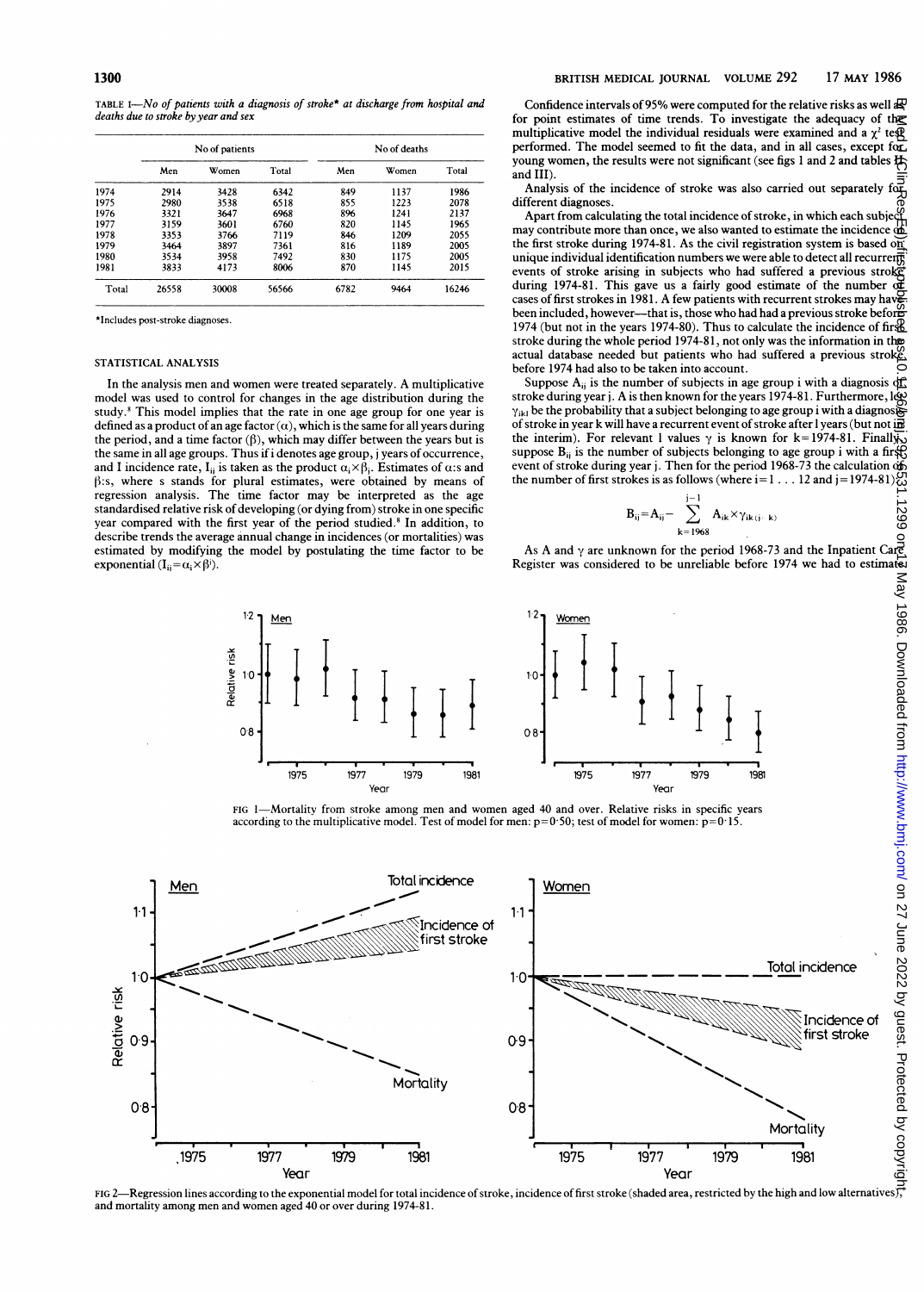TABLE I—*No of patients with a diagnosis of stroke\* at discharge from hospital and deaths due to stroke by year and sex*

| | No of patients | | | No of deaths | | |
|---|---|---|---|---|---|---|
| | Men | Women | Total | Men | Women | Total |
| 1974 | 2914 | 3428 | 6342 | 849 | 1137 | 1986 |
| 1975 | 2980 | 3538 | 6518 | 855 | 1223 | 2078 |
| 1976 | 3321 | 3647 | 6968 | 896 | 1241 | 2137 |
| 1977 | 3159 | 3601 | 6760 | 820 | 1145 | 1965 |
| 1978 | 3353 | 3766 | 7119 | 846 | 1209 | 2055 |
| 1979 | 3464 | 3897 | 7361 | 816 | 1189 | 2005 |
| 1980 | 3534 | 3958 | 7492 | 830 | 1175 | 2005 |
| 1981 | 3833 | 4173 | 8006 | 870 | 1145 | 2015 |
| Total | 26558 | 30008 | 56566 | 6782 | 9464 | 16246 |

\*Includes post-stroke diagnoses.

### STATISTICAL ANALYSIS

In the analysis men and women were treated separately. A multiplicative model was used to control for changes in the age distribution during the study.[8] This model implies that the rate in one age group for one year is defined as a product of an age factor ($\alpha$), which is the same for all years during the period, and a time factor ($\beta$), which may differ between the years but is the same in all age groups. Thus if i denotes age group, j years of occurrence, and I incidence rate, $I_{ij}$ is taken as the product $\alpha_i \times \beta_j$. Estimates of $\alpha$:s and $\beta$:s, where s stands for plural estimates, were obtained by means of regression analysis. The time factor may be interpreted as the age standardised relative risk of developing (or dying from) stroke in one specific year compared with the first year of the period studied.[8] In addition, to describe trends the average annual change in incidences (or mortalities) was estimated by modifying the model by postulating the time factor to be exponential ($I_{ij} = \alpha_i \times \beta^j$).

Confidence intervals of 95% were computed for the relative risks as well as for point estimates of time trends. To investigate the adequacy of the multiplicative model the individual residuals were examined and a $\chi^2$ test performed. The model seemed to fit the data, and in all cases, except for young women, the results were not significant (see figs 1 and 2 and tables II and III).

Analysis of the incidence of stroke was also carried out separately for different diagnoses.

Apart from calculating the total incidence of stroke, in which each subject may contribute more than once, we also wanted to estimate the incidence of the first stroke during 1974-81. As the civil registration system is based on unique individual identification numbers we were able to detect all recurrent events of stroke arising in subjects who had suffered a previous stroke during 1974-81. This gave us a fairly good estimate of the number of cases of first strokes in 1981. A few patients with recurrent strokes may have been included, however—that is, those who had had a previous stroke before 1974 (but not in the years 1974-80). Thus to calculate the incidence of first stroke during the whole period 1974-81, not only was the information in the actual database needed but patients who had suffered a previous stroke before 1974 had also to be taken into account.

Suppose $A_{ij}$ is the number of subjects in age group i with a diagnosis of stroke during year j. A is then known for the years 1974-81. Furthermore, let $\gamma_{ikl}$ be the probability that a subject belonging to age group i with a diagnosis of stroke in year k will have a recurrent event of stroke after l years (but not in the interim). For relevant l values $\gamma$ is known for k=1974-81. Finally, suppose $B_{ij}$ is the number of subjects belonging to age group i with a first event of stroke during year j. Then for the period 1968-73 the calculation of the number of first strokes is as follows (where i=1 . . . 12 and j=1974-81):

$$B_{ij} = A_{ij} - \sum_{k=1968}^{j-1} A_{ik} \times \gamma_{ik(j-k)}$$

As A and $\gamma$ are unknown for the period 1968-73 and the Inpatient Care Register was considered to be unreliable before 1974 we had to estimate

FIG 1—Mortality from stroke among men and women aged 40 and over. Relative risks in specific years according to the multiplicative model. Test of model for men: p=0·50; test of model for women: p=0·15.

FIG 2—Regression lines according to the exponential model for total incidence of stroke, incidence of first stroke (shaded area, restricted by the high and low alternatives), and mortality among men and women aged 40 or over during 1974-81.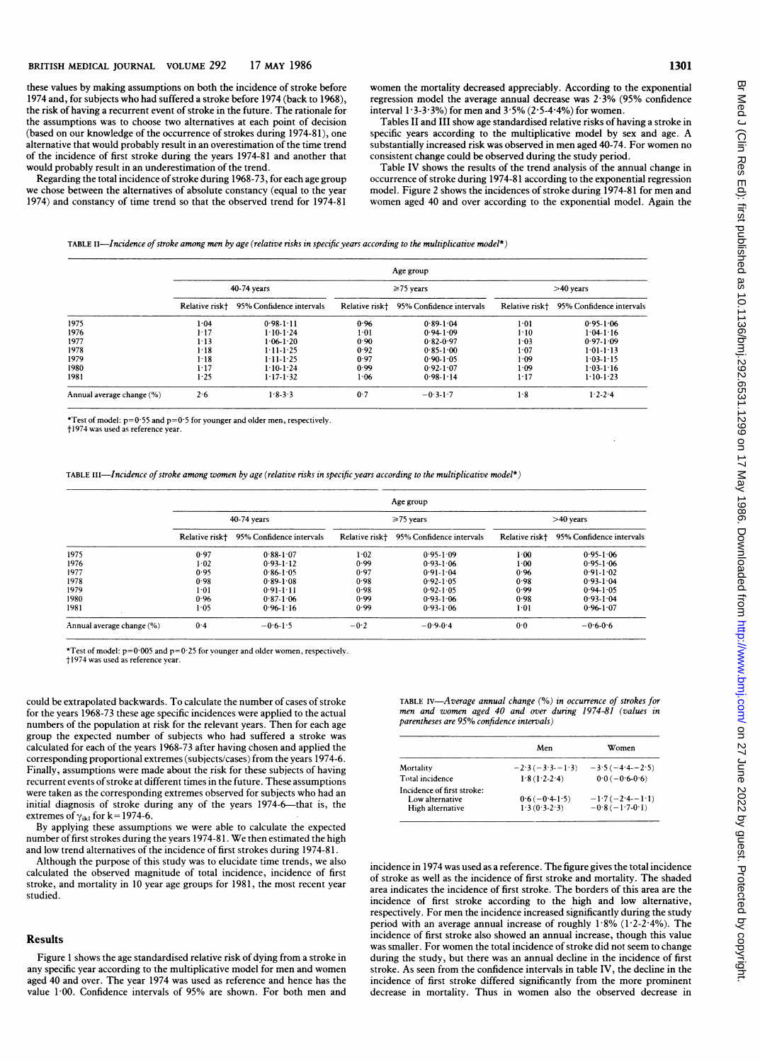these values by making assumptions on both the incidence of stroke before 1974 and, for subjects who had suffered a stroke before 1974 (back to 1968), the risk of having a recurrent event of stroke in the future. The rationale for the assumptions was to choose two alternatives at each point of decision (based on our knowledge of the occurrence of strokes during 1974-81), one alternative that would probably result in an overestimation of the time trend of the incidence of first stroke during the years 1974-81 and another that would probably result in an underestimation of the trend.

Regarding the total incidence of stroke during 1968-73, for each age group we chose between the alternatives of absolute constancy (equal to the year 1974) and constancy of time trend so that the observed trend for 1974-81 could be extrapolated backwards. To calculate the number of cases of stroke for the years 1968-73 these age specific incidences were applied to the actual numbers of the population at risk for the relevant years. Then for each age group the expected number of subjects who had suffered a stroke was calculated for each of the years 1968-73 after having chosen and applied the corresponding proportional extremes (subjects/cases) from the years 1974-6. Finally, assumptions were made about the risk for these subjects of having recurrent events of stroke at different times in the future. These assumptions were taken as the corresponding extremes observed for subjects who had an initial diagnosis of stroke during any of the years 1974-6—that is, the extremes of $\gamma_{ikj}$ for k=1974-6.

By applying these assumptions we were able to calculate the expected number of first strokes during the years 1974-81. We then estimated the high and low trend alternatives of the incidence of first strokes during 1974-81.

Although the purpose of this study was to elucidate time trends, we also calculated the observed magnitude of total incidence, incidence of first stroke, and mortality in 10 year age groups for 1981, the most recent year studied.

## Results

Figure 1 shows the age standardised relative risk of dying from a stroke in any specific year according to the multiplicative model for men and women aged 40 and over. The year 1974 was used as reference and hence has the value 1·00. Confidence intervals of 95% are shown. For both men and women the mortality decreased appreciably. According to the exponential regression model the average annual decrease was 2·3% (95% confidence interval 1·3-3·3%) for men and 3·5% (2·5-4·4%) for women.

Tables II and III show age standardised relative risks of having a stroke in specific years according to the multiplicative model by sex and age. A substantially increased risk was observed in men aged 40-74. For women no consistent change could be observed during the study period.

Table IV shows the results of the trend analysis of the annual change in occurrence of stroke during 1974-81 according to the exponential regression model. Figure 2 shows the incidences of stroke during 1974-81 for men and women aged 40 and over according to the exponential model. Again the incidence in 1974 was used as a reference. The figure gives the total incidence of stroke as well as the incidence of first stroke and mortality. The shaded area indicates the incidence of first stroke. The borders of this area are the incidence of first stroke according to the high and low alternative, respectively. For men the incidence increased significantly during the study period with an average annual increase of roughly 1·8% (1·2-2·4%). The incidence of first stroke also showed an annual increase, though this value was smaller. For women the total incidence of stroke did not seem to change during the study, but there was an annual decline in the incidence of first stroke. As seen from the confidence intervals in table IV, the decline in the incidence of first stroke differed significantly from the more prominent decrease in mortality. Thus in women also the observed decrease in

TABLE II—*Incidence of stroke among men by age (relative risks in specific years according to the multiplicative model\*)*

| | Age group | | | | | |
|---|---|---|---|---|---|---|
| | 40-74 years | | ≥75 years | | >40 years | |
| | Relative risk† | 95% Confidence intervals | Relative risk† | 95% Confidence intervals | Relative risk† | 95% Confidence intervals |
| 1975 | 1·04 | 0·98-1·11 | 0·96 | 0·89-1·04 | 1·01 | 0·95-1·06 |
| 1976 | 1·17 | 1·10-1·24 | 1·01 | 0·94-1·09 | 1·10 | 1·04-1·16 |
| 1977 | 1·13 | 1·06-1·20 | 0·90 | 0·82-0·97 | 1·03 | 0·97-1·09 |
| 1978 | 1·18 | 1·11-1·25 | 0·92 | 0·85-1·00 | 1·07 | 1·01-1·13 |
| 1979 | 1·18 | 1·11-1·25 | 0·97 | 0·90-1·05 | 1·09 | 1·03-1·15 |
| 1980 | 1·17 | 1·10-1·24 | 0·99 | 0·92-1·07 | 1·09 | 1·03-1·16 |
| 1981 | 1·25 | 1·17-1·32 | 1·06 | 0·98-1·14 | 1·17 | 1·10-1·23 |
| Annual average change (%) | 2·6 | 1·8-3·3 | 0·7 | −0·3-1·7 | 1·8 | 1·2-2·4 |

\*Test of model: p=0·55 and p=0·5 for younger and older men, respectively.
†1974 was used as reference year.

TABLE III—*Incidence of stroke among women by age (relative risks in specific years according to the multiplicative model\*)*

| | Age group | | | | | |
|---|---|---|---|---|---|---|
| | 40-74 years | | ≥75 years | | >40 years | |
| | Relative risk† | 95% Confidence intervals | Relative risk† | 95% Confidence intervals | Relative risk† | 95% Confidence intervals |
| 1975 | 0·97 | 0·88-1·07 | 1·02 | 0·95-1·09 | 1·00 | 0·95-1·06 |
| 1976 | 1·02 | 0·93-1·12 | 0·99 | 0·93-1·06 | 1·00 | 0·95-1·06 |
| 1977 | 0·95 | 0·86-1·05 | 0·97 | 0·91-1·04 | 0·96 | 0·91-1·02 |
| 1978 | 0·98 | 0·89-1·08 | 0·98 | 0·92-1·05 | 0·98 | 0·93-1·04 |
| 1979 | 1·01 | 0·91-1·11 | 0·98 | 0·92-1·05 | 0·99 | 0·94-1·05 |
| 1980 | 0·96 | 0·87-1·06 | 0·99 | 0·93-1·06 | 0·98 | 0·93-1·04 |
| 1981 | 1·05 | 0·96-1·16 | 0·99 | 0·93-1·06 | 1·01 | 0·96-1·07 |
| Annual average change (%) | 0·4 | −0·6-1·5 | −0·2 | −0·9-0·4 | 0·0 | −0·6-0·6 |

\*Test of model: p=0·005 and p=0·25 for younger and older women, respectively.
†1974 was used as reference year.

TABLE IV—*Average annual change (%) in occurrence of strokes for men and women aged 40 and over during 1974-81 (values in parentheses are 95% confidence intervals)*

| | Men | Women |
|---|---|---|
| Mortality | −2·3 (−3·3-−1·3) | −3·5 (−4·4-−2·5) |
| Total incidence | 1·8 (1·2-2·4) | 0·0 (−0·6-0·6) |
| Incidence of first stroke: | | |
| Low alternative | 0·6 (−0·4-1·5) | −1·7 (−2·4-−1·1) |
| High alternative | 1·3 (0·3-2·3) | −0·8 (−1·7-0·1) |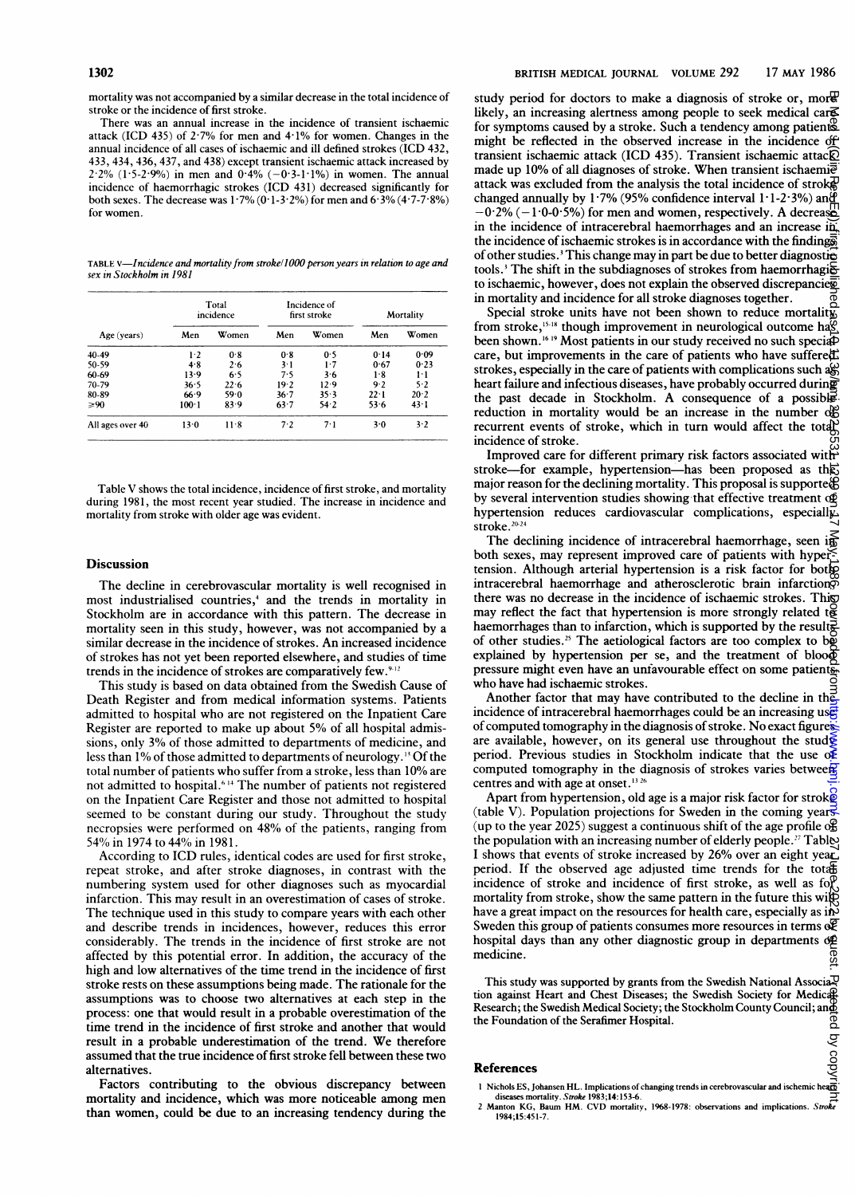mortality was not accompanied by a similar decrease in the total incidence of stroke or the incidence of first stroke.

There was an annual increase in the incidence of transient ischaemic attack (ICD 435) of 2·7% for men and 4·1% for women. Changes in the annual incidence of all cases of ischaemic and ill defined strokes (ICD 432, 433, 434, 436, 437, and 438) except transient ischaemic attack increased by 2·2% (1·5-2·9%) in men and 0·4% (−0·3-1·1%) in women. The annual incidence of haemorrhagic strokes (ICD 431) decreased significantly for both sexes. The decrease was 1·7% (0·1-3·2%) for men and 6·3% (4·7-7·8%) for women.

TABLE V—*Incidence and mortality from stroke/1000 person years in relation to age and sex in Stockholm in 1981*

| Age (years) | Total incidence | | Incidence of first stroke | | Mortality | |
|---|---|---|---|---|---|---|
| | Men | Women | Men | Women | Men | Women |
| 40-49 | 1·2 | 0·8 | 0·8 | 0·5 | 0·14 | 0·09 |
| 50-59 | 4·8 | 2·6 | 3·1 | 1·7 | 0·67 | 0·23 |
| 60-69 | 13·9 | 6·5 | 7·5 | 3·6 | 1·8 | 1·1 |
| 70-79 | 36·5 | 22·6 | 19·2 | 12·9 | 9·2 | 5·2 |
| 80-89 | 66·9 | 59·0 | 36·7 | 35·3 | 22·1 | 20·2 |
| ≥90 | 100·1 | 83·9 | 63·7 | 54·2 | 53·6 | 43·1 |
| All ages over 40 | 13·0 | 11·8 | 7·2 | 7·1 | 3·0 | 3·2 |

Table V shows the total incidence, incidence of first stroke, and mortality during 1981, the most recent year studied. The increase in incidence and mortality from stroke with older age was evident.

## Discussion

The decline in cerebrovascular mortality is well recognised in most industrialised countries,[4] and the trends in mortality in Stockholm are in accordance with this pattern. The decrease in mortality seen in this study, however, was not accompanied by a similar decrease in the incidence of strokes. An increased incidence of strokes has not yet been reported elsewhere, and studies of time trends in the incidence of strokes are comparatively few.[9-12]

This study is based on data obtained from the Swedish Cause of Death Register and from medical information systems. Patients admitted to hospital who are not registered on the Inpatient Care Register are reported to make up about 5% of all hospital admissions, only 3% of those admitted to departments of medicine, and less than 1% of those admitted to departments of neurology.[13] Of the total number of patients who suffer from a stroke, less than 10% are not admitted to hospital.[6 14] The number of patients not registered on the Inpatient Care Register and those not admitted to hospital seemed to be constant during our study. Throughout the study necropsies were performed on 48% of the patients, ranging from 54% in 1974 to 44% in 1981.

According to ICD rules, identical codes are used for first stroke, repeat stroke, and after stroke diagnoses, in contrast with the numbering system used for other diagnoses such as myocardial infarction. This may result in an overestimation of cases of stroke. The technique used in this study to compare years with each other and describe trends in incidences, however, reduces this error considerably. The trends in the incidence of first stroke are not affected by this potential error. In addition, the accuracy of the high and low alternatives of the time trend in the incidence of first stroke rests on these assumptions being made. The rationale for the assumptions was to choose two alternatives at each step in the process: one that would result in a probable overestimation of the time trend in the incidence of first stroke and another that would result in a probable underestimation of the trend. We therefore assumed that the true incidence of first stroke fell between these two alternatives.

Factors contributing to the obvious discrepancy between mortality and incidence, which was more noticeable among men than women, could be due to an increasing tendency during the study period for doctors to make a diagnosis of stroke or, more likely, an increasing alertness among people to seek medical care for symptoms caused by a stroke. Such a tendency among patients might be reflected in the observed increase in the incidence of transient ischaemic attack (ICD 435). Transient ischaemic attack made up 10% of all diagnoses of stroke. When transient ischaemic attack was excluded from the analysis the total incidence of stroke changed annually by 1·7% (95% confidence interval 1·1-2·3%) and −0·2% (−1·0-0·5%) for men and women, respectively. A decrease in the incidence of intracerebral haemorrhages and an increase in the incidence of ischaemic strokes is in accordance with the findings of other studies.[3] This change may in part be due to better diagnostic tools.[3] The shift in the subdiagnoses of strokes from haemorrhagic to ischaemic, however, does not explain the observed discrepancies in mortality and incidence for all stroke diagnoses together.

Special stroke units have not been shown to reduce mortality from stroke,[15-18] though improvement in neurological outcome has been shown.[16 19] Most patients in our study received no such special care, but improvements in the care of patients who have suffered strokes, especially in the care of patients with complications such as heart failure and infectious diseases, have probably occurred during the past decade in Stockholm. A consequence of a possible reduction in mortality would be an increase in the number of recurrent events of stroke, which in turn would affect the total incidence of stroke.

Improved care for different primary risk factors associated with stroke—for example, hypertension—has been proposed as the major reason for the declining mortality. This proposal is supported by several intervention studies showing that effective treatment of hypertension reduces cardiovascular complications, especially stroke.[20-24]

The declining incidence of intracerebral haemorrhage, seen in both sexes, may represent improved care of patients with hypertension. Although arterial hypertension is a risk factor for both intracerebral haemorrhage and atherosclerotic brain infarction there was no decrease in the incidence of ischaemic strokes. This may reflect the fact that hypertension is more strongly related to haemorrhages than to infarction, which is supported by the results of other studies.[25] The aetiological factors are too complex to be explained by hypertension per se, and the treatment of blood pressure might even have an unfavourable effect on some patients who have had ischaemic strokes.

Another factor that may have contributed to the decline in the incidence of intracerebral haemorrhages could be an increasing use of computed tomography in the diagnosis of stroke. No exact figures are available, however, on its general use throughout the study period. Previous studies in Stockholm indicate that the use of computed tomography in the diagnosis of strokes varies between centres and with age at onset.[13 26]

Apart from hypertension, old age is a major risk factor for stroke (table V). Population projections for Sweden in the coming years (up to the year 2025) suggest a continuous shift of the age profile of the population with an increasing number of elderly people.[27] Table I shows that events of stroke increased by 26% over an eight year period. If the observed age adjusted time trends for the total incidence of stroke and incidence of first stroke, as well as for mortality from stroke, show the same pattern in the future this will have a great impact on the resources for health care, especially as in Sweden this group of patients consumes more resources in terms of hospital days than any other diagnostic group in departments of medicine.

This study was supported by grants from the Swedish National Association against Heart and Chest Diseases; the Swedish Society for Medical Research; the Swedish Medical Society; the Stockholm County Council; and the Foundation of the Serafimer Hospital.

## References

1 Nichols ES, Johansen HL. Implications of changing trends in cerebrovascular and ischemic heart diseases mortality. *Stroke* 1983;14:153-6.

2 Manton KG, Baum HM. CVD mortality, 1968-1978: observations and implications. *Stroke* 1984;15:451-7.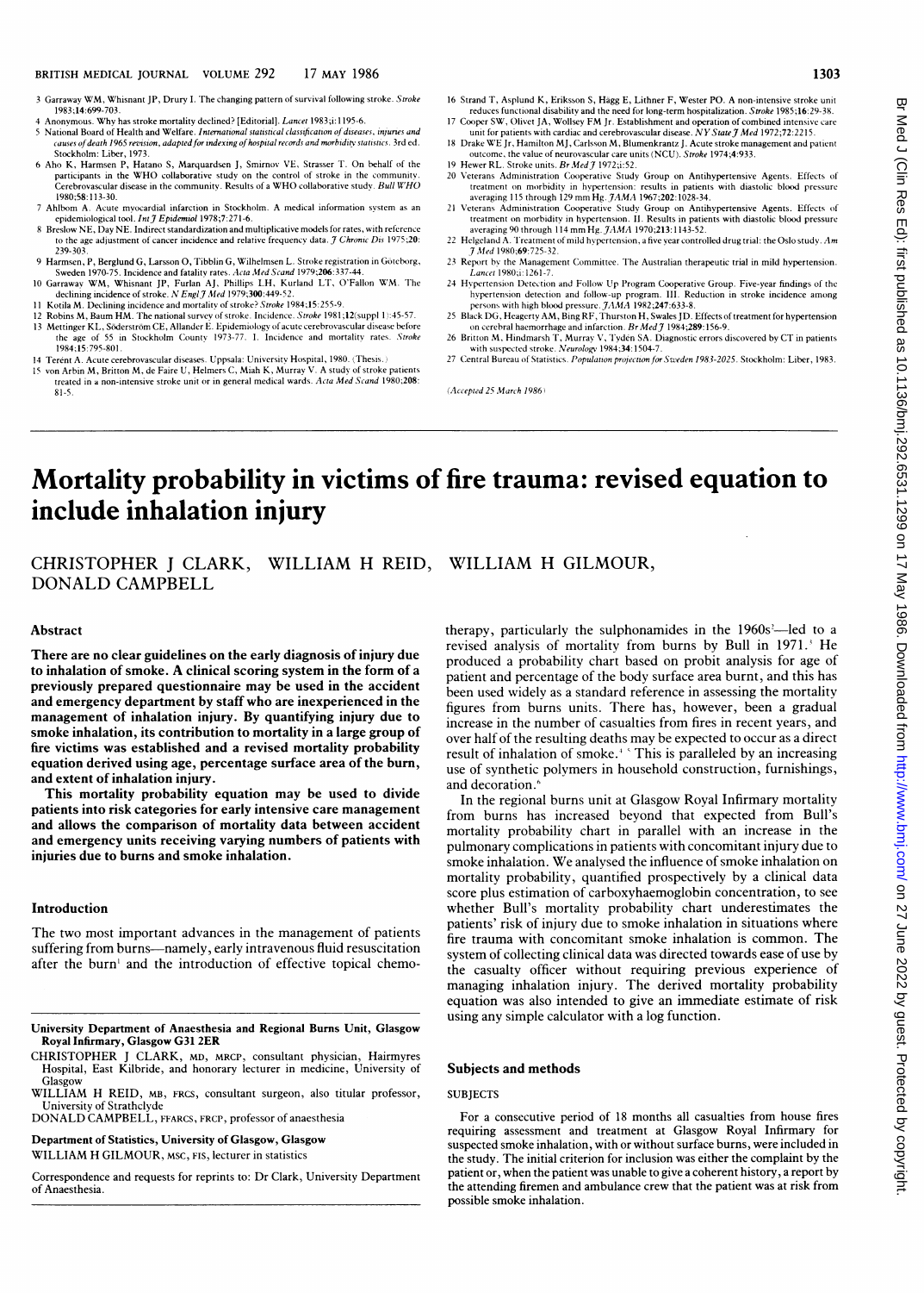3 Garraway WM, Whisnant JP, Drury I. The changing pattern of survival following stroke. *Stroke* 1983;14:699-703.

4 Anonymous. Why has stroke mortality declined? [Editorial]. *Lancet* 1983;i:1195-6.

5 National Board of Health and Welfare. *International statistical classification of diseases, injuries and causes of death 1965 revision, adapted for indexing of hospital records and morbidity statistics*. 3rd ed. Stockholm: Liber, 1973.

6 Aho K, Harmsen P, Hatano S, Marquardsen J, Smirnov VE, Strasser T. On behalf of the participants in the WHO collaborative study on the control of stroke in the community. Cerebrovascular disease in the community. Results of a WHO collaborative study. *Bull WHO* 1980;58:113-30.

7 Ahlbom A. Acute myocardial infarction in Stockholm. A medical information system as an epidemiological tool. *Int J Epidemiol* 1978;7:271-6.

8 Breslow NE, Day NE. Indirect standardization and multiplicative models for rates, with reference to the age adjustment of cancer incidence and relative frequency data. *J Chronic Dis* 1975;20:239-303.

9 Harmsen P, Berglund G, Larsson O, Tibblin G, Wilhelmsen L. Stroke registration in Göteborg, Sweden 1970-75. Incidence and fatality rates. *Acta Med Scand* 1979;206:337-44.

10 Garraway WM, Whisnant JP, Furlan AJ, Phillips LH, Kurland LT, O'Fallon WM. The declining incidence of stroke. *N Engl J Med* 1979;300:449-52.

11 Kotila M. Declining incidence and mortality of stroke? *Stroke* 1984;15:255-9.

12 Robins M, Baum HM. The national survey of stroke. Incidence. *Stroke* 1981;12(suppl 1):45-57.

13 Mettinger KL, Söderström CE, Allander E. Epidemiology of acute cerebrovascular disease before the age of 55 in Stockholm County 1973-77. I. Incidence and mortality rates. *Stroke* 1984;15:795-801.

14 Terént A. Acute cerebrovascular diseases. Uppsala: University Hospital, 1980. (Thesis.)

15 von Arbin M, Britton M, de Faire U, Helmers C, Miah K, Murray V. A study of stroke patients treated in a non-intensive stroke unit or in general medical wards. *Acta Med Scand* 1980;208:81-5.

16 Strand T, Asplund K, Eriksson S, Hägg E, Lithner F, Wester PO. A non-intensive stroke unit reduces functional disability and the need for long-term hospitalization. *Stroke* 1985;16:29-38.

17 Cooper SW, Olivet JA, Wollsey FM Jr. Establishment and operation of combined intensive care unit for patients with cardiac and cerebrovascular disease. *NY State J Med* 1972;72:2215.

18 Drake WE Jr, Hamilton MJ, Carlsson M, Blumenkrantz J. Acute stroke management and patient outcome, the value of neurovascular care units (NCU). *Stroke* 1974;4:933.

19 Hewer RL. Stroke units. *Br Med J* 1972;ii:52.

20 Veterans Administration Cooperative Study Group on Antihypertensive Agents. Effects of treatment on morbidity in hypertension: results in patients with diastolic blood pressure averaging 115 through 129 mm Hg. *JAMA* 1967;202:1028-34.

21 Veterans Administration Cooperative Study Group on Antihypertensive Agents. Effects of treatment on morbidity in hypertension. II. Results in patients with diastolic blood pressure averaging 90 through 114 mm Hg. *JAMA* 1970;213:1143-52.

22 Helgeland A. Treatment of mild hypertension, a five year controlled drug trial: the Oslo study. *Am J Med* 1980;69:725-32.

23 Report by the Management Committee. The Australian therapeutic trial in mild hypertension. *Lancet* 1980;i:1261-7.

24 Hypertension Detection and Follow Up Program Cooperative Group. Five-year findings of the hypertension detection and follow-up program. III. Reduction in stroke incidence among persons with high blood pressure. *JAMA* 1982;247:633-8.

25 Black DG, Heagerty AM, Bing RF, Thurston H, Swales JD. Effects of treatment for hypertension on cerebral haemorrhage and infarction. *Br Med J* 1984;289:156-9.

26 Britton M, Hindmarsh T, Murray V, Tydén SA. Diagnostic errors discovered by CT in patients with suspected stroke. *Neurology* 1984;34:1504-7.

27 Central Bureau of Statistics. *Population projection for Sweden 1983-2025*. Stockholm: Liber, 1983.

*(Accepted 25 March 1986)*

# Mortality probability in victims of fire trauma: revised equation to include inhalation injury

CHRISTOPHER J CLARK, WILLIAM H REID, WILLIAM H GILMOUR, DONALD CAMPBELL

## Abstract

**There are no clear guidelines on the early diagnosis of injury due to inhalation of smoke. A clinical scoring system in the form of a previously prepared questionnaire may be used in the accident and emergency department by staff who are inexperienced in the management of inhalation injury. By quantifying injury due to smoke inhalation, its contribution to mortality in a large group of fire victims was established and a revised mortality probability equation derived using age, percentage surface area of the burn, and extent of inhalation injury.**

**This mortality probability equation may be used to divide patients into risk categories for early intensive care management and allows the comparison of mortality data between accident and emergency units receiving varying numbers of patients with injuries due to burns and smoke inhalation.**

## Introduction

The two most important advances in the management of patients suffering from burns—namely, early intravenous fluid resuscitation after the burn[1] and the introduction of effective topical chemotherapy, particularly the sulphonamides in the 1960s[2]—led to a revised analysis of mortality from burns by Bull in 1971.[3] He produced a probability chart based on probit analysis for age of patient and percentage of the body surface area burnt, and this has been used widely as a standard reference in assessing the mortality figures from burns units. There has, however, been a gradual increase in the number of casualties from fires in recent years, and over half of the resulting deaths may be expected to occur as a direct result of inhalation of smoke.[4 5] This is paralleled by an increasing use of synthetic polymers in household construction, furnishings, and decoration.[6]

In the regional burns unit at Glasgow Royal Infirmary mortality from burns has increased beyond that expected from Bull's mortality probability chart in parallel with an increase in the pulmonary complications in patients with concomitant injury due to smoke inhalation. We analysed the influence of smoke inhalation on mortality probability, quantified prospectively by a clinical data score plus estimation of carboxyhaemoglobin concentration, to see whether Bull's mortality probability chart underestimates the patients' risk of injury due to smoke inhalation in situations where fire trauma with concomitant smoke inhalation is common. The system of collecting clinical data was directed towards ease of use by the casualty officer without requiring previous experience of managing inhalation injury. The derived mortality probability equation was also intended to give an immediate estimate of risk using any simple calculator with a log function.

**University Department of Anaesthesia and Regional Burns Unit, Glasgow Royal Infirmary, Glasgow G31 2ER**

CHRISTOPHER J CLARK, MD, MRCP, consultant physician, Hairmyres Hospital, East Kilbride, and honorary lecturer in medicine, University of Glasgow

WILLIAM H REID, MB, FRCS, consultant surgeon, also titular professor, University of Strathclyde

DONALD CAMPBELL, FFARCS, FRCP, professor of anaesthesia

**Department of Statistics, University of Glasgow, Glasgow**

WILLIAM H GILMOUR, MSC, FIS, lecturer in statistics

Correspondence and requests for reprints to: Dr Clark, University Department of Anaesthesia.

## Subjects and methods

### SUBJECTS

For a consecutive period of 18 months all casualties from house fires requiring assessment and treatment at Glasgow Royal Infirmary for suspected smoke inhalation, with or without surface burns, were included in the study. The initial criterion for inclusion was either the complaint by the patient or, when the patient was unable to give a coherent history, a report by the attending firemen and ambulance crew that the patient was at risk from possible smoke inhalation.